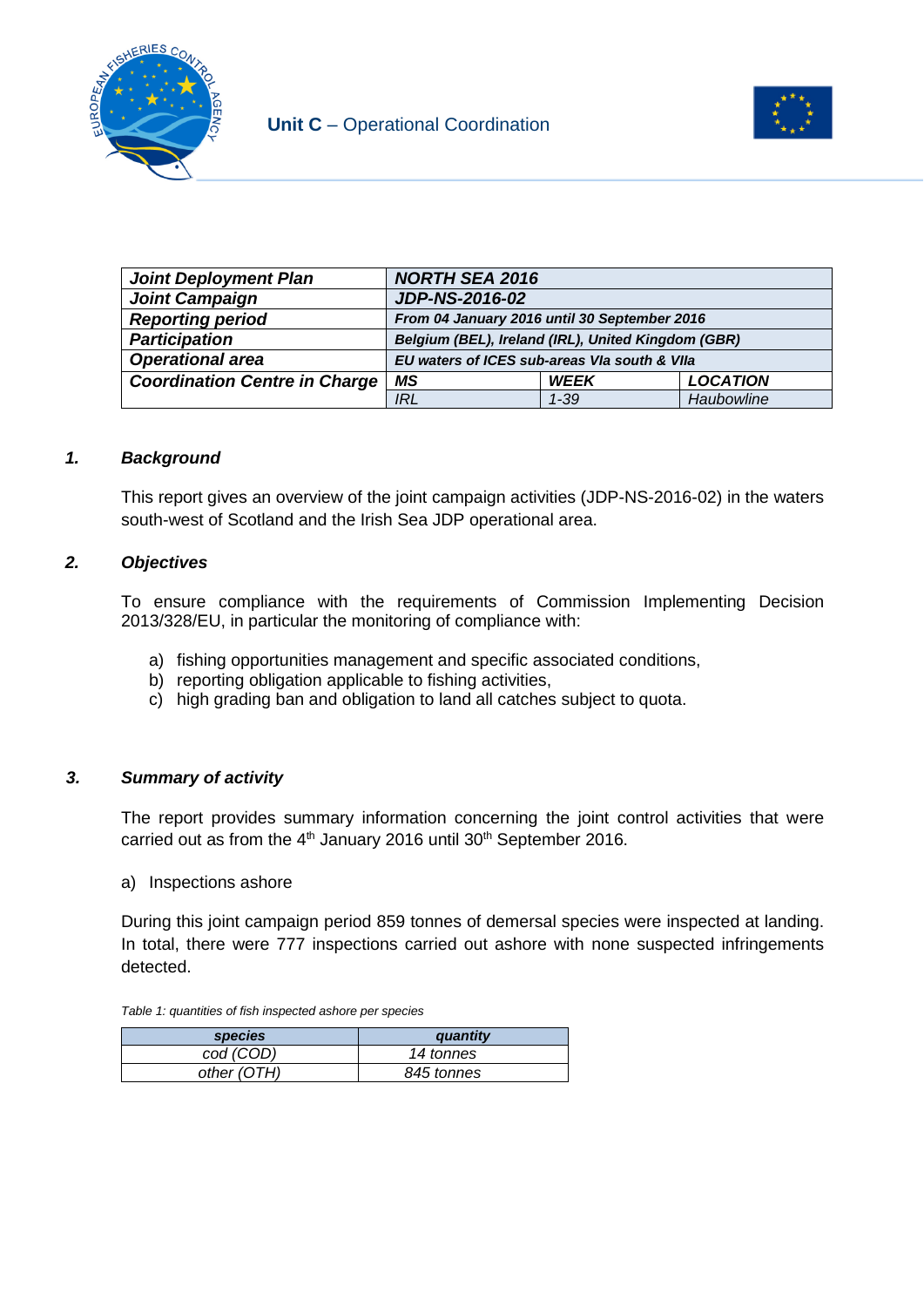**Unit C** – Operational Coordination

| ***Joint Deployment Plan*** | ***NORTH SEA 2016*** | | |
|---|---|---|---|
| ***Joint Campaign*** | ***JDP-NS-2016-02*** | | |
| ***Reporting period*** | ***From 04 January 2016 until 30 September 2016*** | | |
| ***Participation*** | ***Belgium (BEL), Ireland (IRL), United Kingdom (GBR)*** | | |
| ***Operational area*** | ***EU waters of ICES sub-areas VIa south & VIIa*** | | |
| ***Coordination Centre in Charge*** | ***MS*** | ***WEEK*** | ***LOCATION*** |
| | *IRL* | *1-39* | *Haubowline* |

## *1. Background*

This report gives an overview of the joint campaign activities (JDP-NS-2016-02) in the waters south-west of Scotland and the Irish Sea JDP operational area.

## *2. Objectives*

To ensure compliance with the requirements of Commission Implementing Decision 2013/328/EU, in particular the monitoring of compliance with:

a) fishing opportunities management and specific associated conditions,
b) reporting obligation applicable to fishing activities,
c) high grading ban and obligation to land all catches subject to quota.

## *3. Summary of activity*

The report provides summary information concerning the joint control activities that were carried out as from the 4th January 2016 until 30th September 2016.

a) Inspections ashore

During this joint campaign period 859 tonnes of demersal species were inspected at landing. In total, there were 777 inspections carried out ashore with none suspected infringements detected.

*Table 1: quantities of fish inspected ashore per species*

| ***species*** | ***quantity*** |
|---|---|
| *cod (COD)* | *14 tonnes* |
| *other (OTH)* | *845 tonnes* |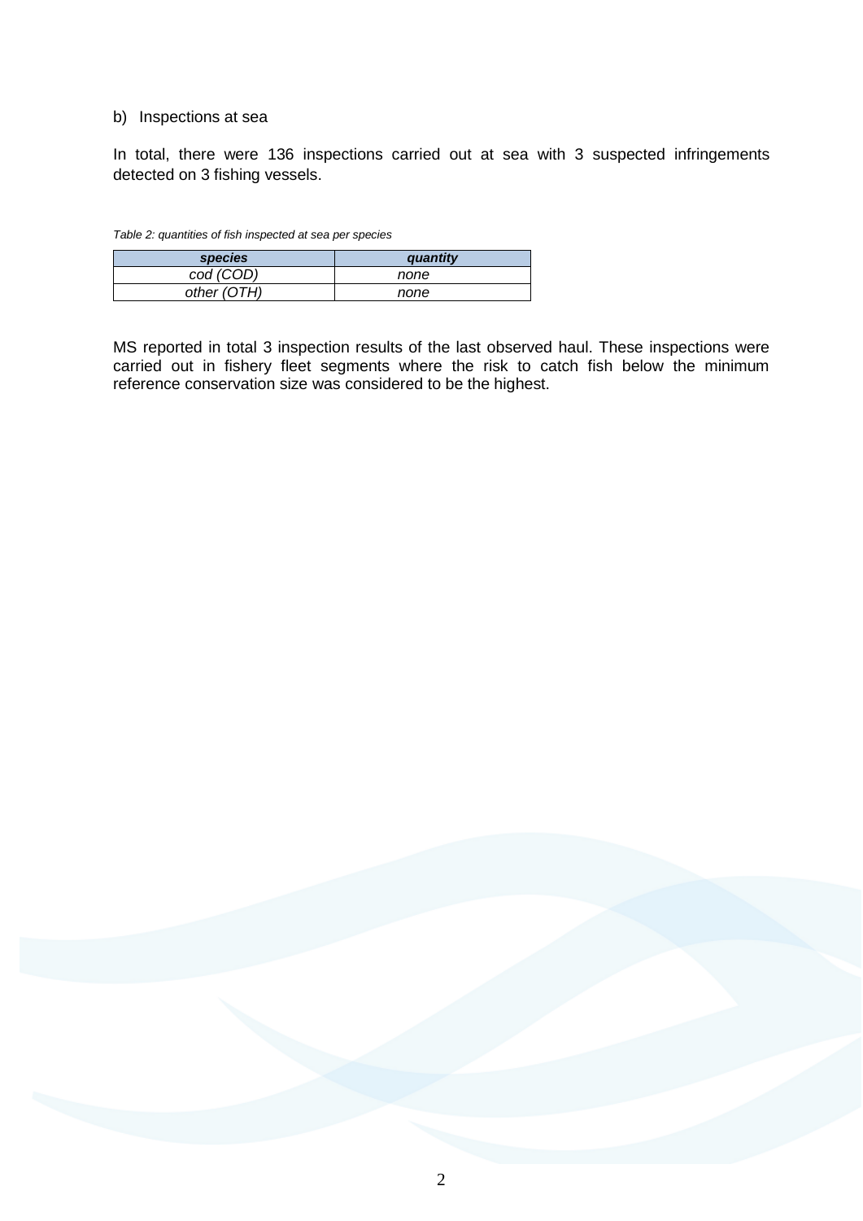b) Inspections at sea

In total, there were 136 inspections carried out at sea with 3 suspected infringements detected on 3 fishing vessels.

*Table 2: quantities of fish inspected at sea per species*

| ***species*** | ***quantity*** |
| --- | --- |
| *cod (COD)* | *none* |
| *other (OTH)* | *none* |

MS reported in total 3 inspection results of the last observed haul. These inspections were carried out in fishery fleet segments where the risk to catch fish below the minimum reference conservation size was considered to be the highest.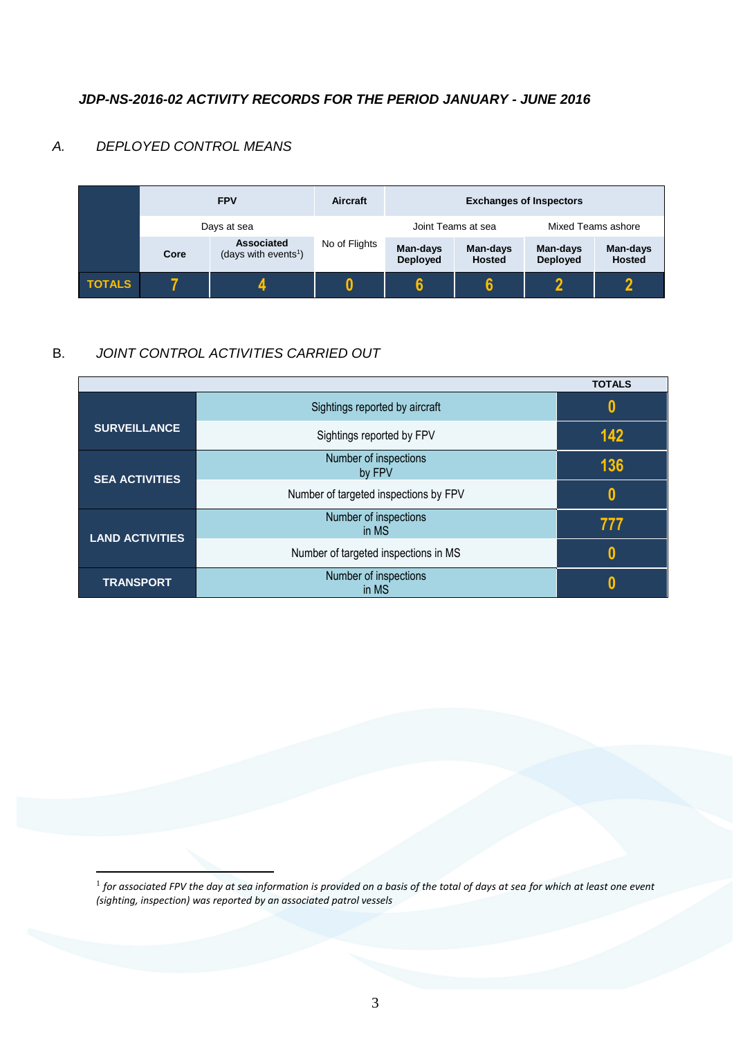### *JDP-NS-2016-02 ACTIVITY RECORDS FOR THE PERIOD JANUARY - JUNE 2016*

#### A. *DEPLOYED CONTROL MEANS*

| | FPV | | Aircraft | Exchanges of Inspectors | | | |
|---|---|---|---|---|---|---|---|
| | Days at sea | | | Joint Teams at sea | | Mixed Teams ashore | |
| | **Core** | **Associated** (days with events[1]) | No of Flights | **Man-days Deployed** | **Man-days Hosted** | **Man-days Deployed** | **Man-days Hosted** |
| **TOTALS** | **7** | **4** | **0** | **6** | **6** | **2** | **2** |

#### B. *JOINT CONTROL ACTIVITIES CARRIED OUT*

| | | TOTALS |
|---|---|---|
| **SURVEILLANCE** | Sightings reported by aircraft | **0** |
| | Sightings reported by FPV | **142** |
| **SEA ACTIVITIES** | Number of inspections by FPV | **136** |
| | Number of targeted inspections by FPV | **0** |
| **LAND ACTIVITIES** | Number of inspections in MS | **777** |
| | Number of targeted inspections in MS | **0** |
| **TRANSPORT** | Number of inspections in MS | **0** |

[1] *for associated FPV the day at sea information is provided on a basis of the total of days at sea for which at least one event (sighting, inspection) was reported by an associated patrol vessels*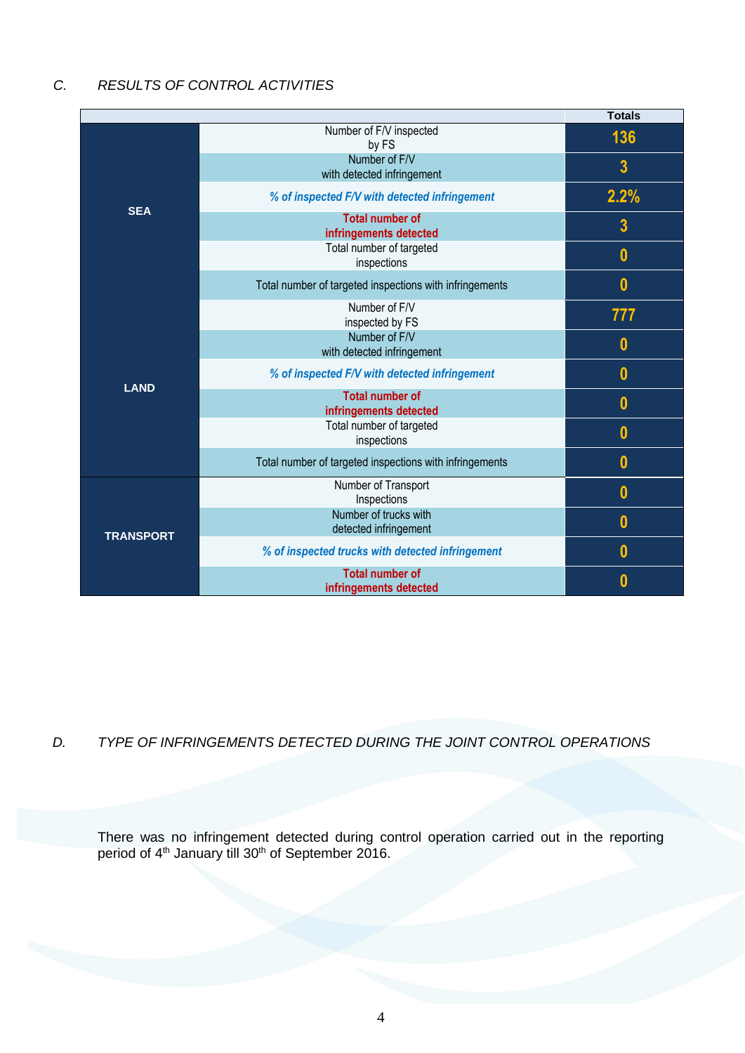*C. RESULTS OF CONTROL ACTIVITIES*

| | | Totals |
|---|---|---|
| **SEA** | Number of F/V inspected by FS | **136** |
| | Number of F/V with detected infringement | **3** |
| | ***% of inspected F/V with detected infringement*** | **2.2%** |
| | **Total number of infringements detected** | **3** |
| | Total number of targeted inspections | **0** |
| | Total number of targeted inspections with infringements | **0** |
| **LAND** | Number of F/V inspected by FS | **777** |
| | Number of F/V with detected infringement | **0** |
| | ***% of inspected F/V with detected infringement*** | **0** |
| | **Total number of infringements detected** | **0** |
| | Total number of targeted inspections | **0** |
| | Total number of targeted inspections with infringements | **0** |
| **TRANSPORT** | Number of Transport Inspections | **0** |
| | Number of trucks with detected infringement | **0** |
| | ***% of inspected trucks with detected infringement*** | **0** |
| | **Total number of infringements detected** | **0** |

*D. TYPE OF INFRINGEMENTS DETECTED DURING THE JOINT CONTROL OPERATIONS*

There was no infringement detected during control operation carried out in the reporting period of 4th January till 30th of September 2016.